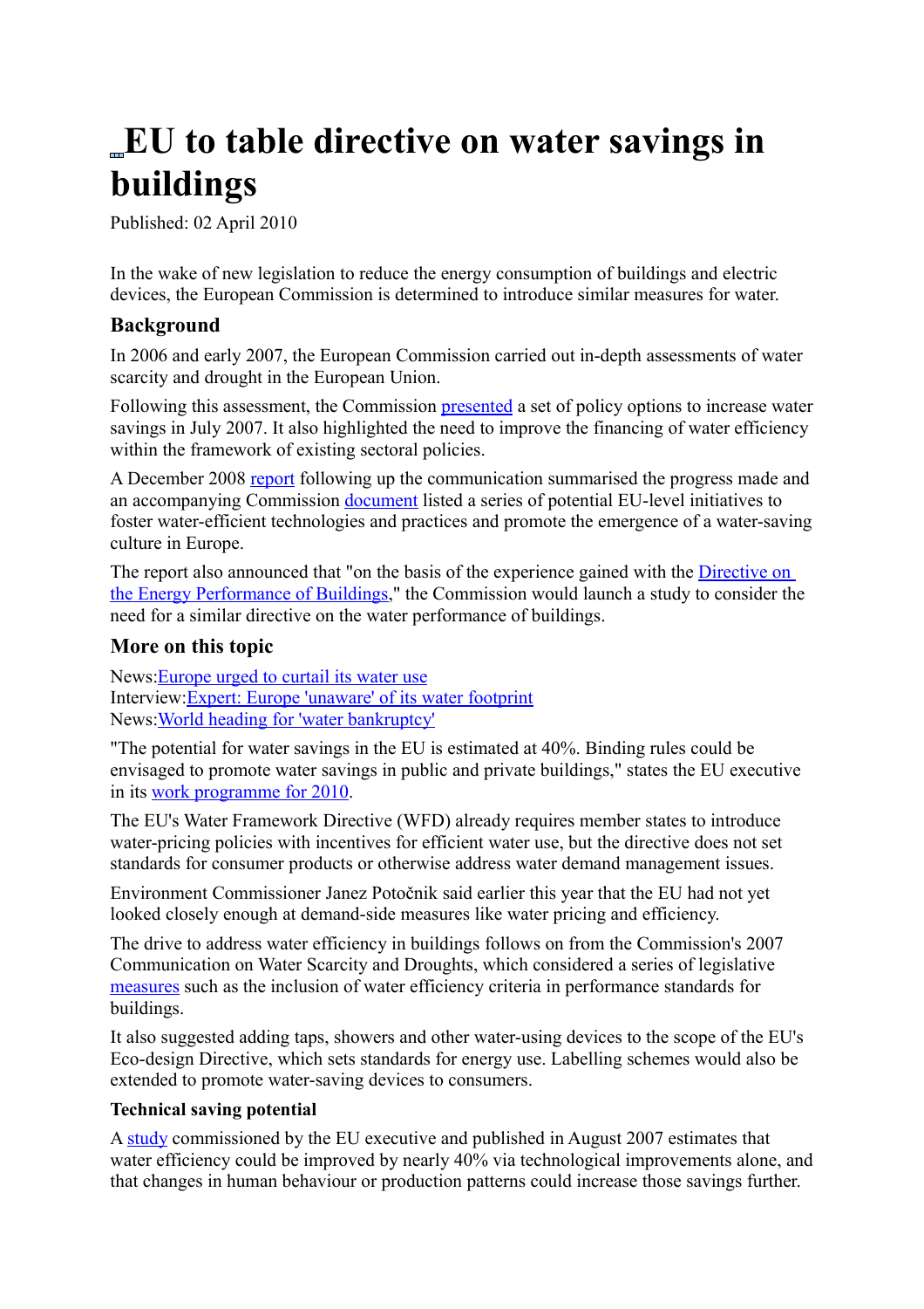# EU to table directive on water savings in buildings

Published: 02 April 2010

In the wake of new legislation to reduce the energy consumption of buildings and electric devices, the European Commission is determined to introduce similar measures for water.

### Background

In 2006 and early 2007, the European Commission carried out in-depth assessments of water scarcity and drought in the European Union.

Following this assessment, the Commission presented a set of policy options to increase water savings in July 2007. It also highlighted the need to improve the financing of water efficiency within the framework of existing sectoral policies.

A December 2008 report following up the communication summarised the progress made and an accompanying Commission document listed a series of potential EU-level initiatives to foster water-efficient technologies and practices and promote the emergence of a water-saving culture in Europe.

The report also announced that "on the basis of the experience gained with the Directive on the Energy Performance of Buildings," the Commission would launch a study to consider the need for a similar directive on the water performance of buildings.

### More on this topic

News:Europe urged to curtail its water use
Interview:Expert: Europe 'unaware' of its water footprint
News:World heading for 'water bankruptcy'

"The potential for water savings in the EU is estimated at 40%. Binding rules could be envisaged to promote water savings in public and private buildings," states the EU executive in its work programme for 2010.

The EU's Water Framework Directive (WFD) already requires member states to introduce water-pricing policies with incentives for efficient water use, but the directive does not set standards for consumer products or otherwise address water demand management issues.

Environment Commissioner Janez Potočnik said earlier this year that the EU had not yet looked closely enough at demand-side measures like water pricing and efficiency.

The drive to address water efficiency in buildings follows on from the Commission's 2007 Communication on Water Scarcity and Droughts, which considered a series of legislative measures such as the inclusion of water efficiency criteria in performance standards for buildings.

It also suggested adding taps, showers and other water-using devices to the scope of the EU's Eco-design Directive, which sets standards for energy use. Labelling schemes would also be extended to promote water-saving devices to consumers.

**Technical saving potential**

A study commissioned by the EU executive and published in August 2007 estimates that water efficiency could be improved by nearly 40% via technological improvements alone, and that changes in human behaviour or production patterns could increase those savings further.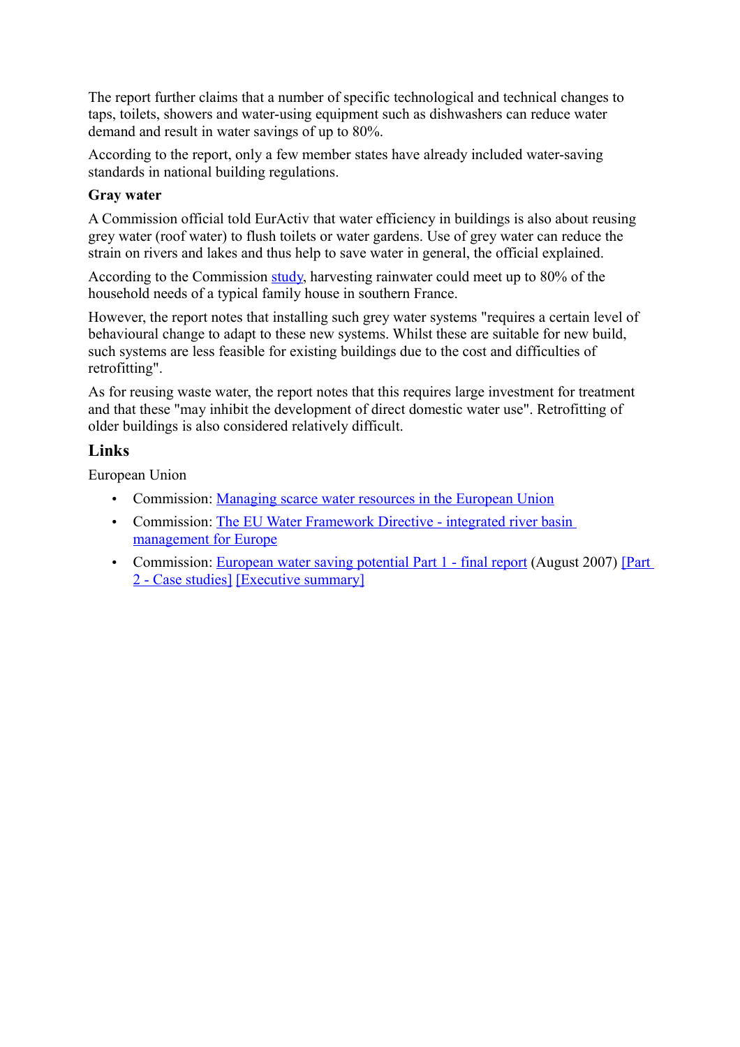The report further claims that a number of specific technological and technical changes to taps, toilets, showers and water-using equipment such as dishwashers can reduce water demand and result in water savings of up to 80%.

According to the report, only a few member states have already included water-saving standards in national building regulations.

**Gray water**

A Commission official told EurActiv that water efficiency in buildings is also about reusing grey water (roof water) to flush toilets or water gardens. Use of grey water can reduce the strain on rivers and lakes and thus help to save water in general, the official explained.

According to the Commission study, harvesting rainwater could meet up to 80% of the household needs of a typical family house in southern France.

However, the report notes that installing such grey water systems "requires a certain level of behavioural change to adapt to these new systems. Whilst these are suitable for new build, such systems are less feasible for existing buildings due to the cost and difficulties of retrofitting".

As for reusing waste water, the report notes that this requires large investment for treatment and that these "may inhibit the development of direct domestic water use". Retrofitting of older buildings is also considered relatively difficult.

## Links

European Union

- Commission: Managing scarce water resources in the European Union
- Commission: The EU Water Framework Directive - integrated river basin management for Europe
- Commission: European water saving potential Part 1 - final report (August 2007) [Part 2 - Case studies] [Executive summary]